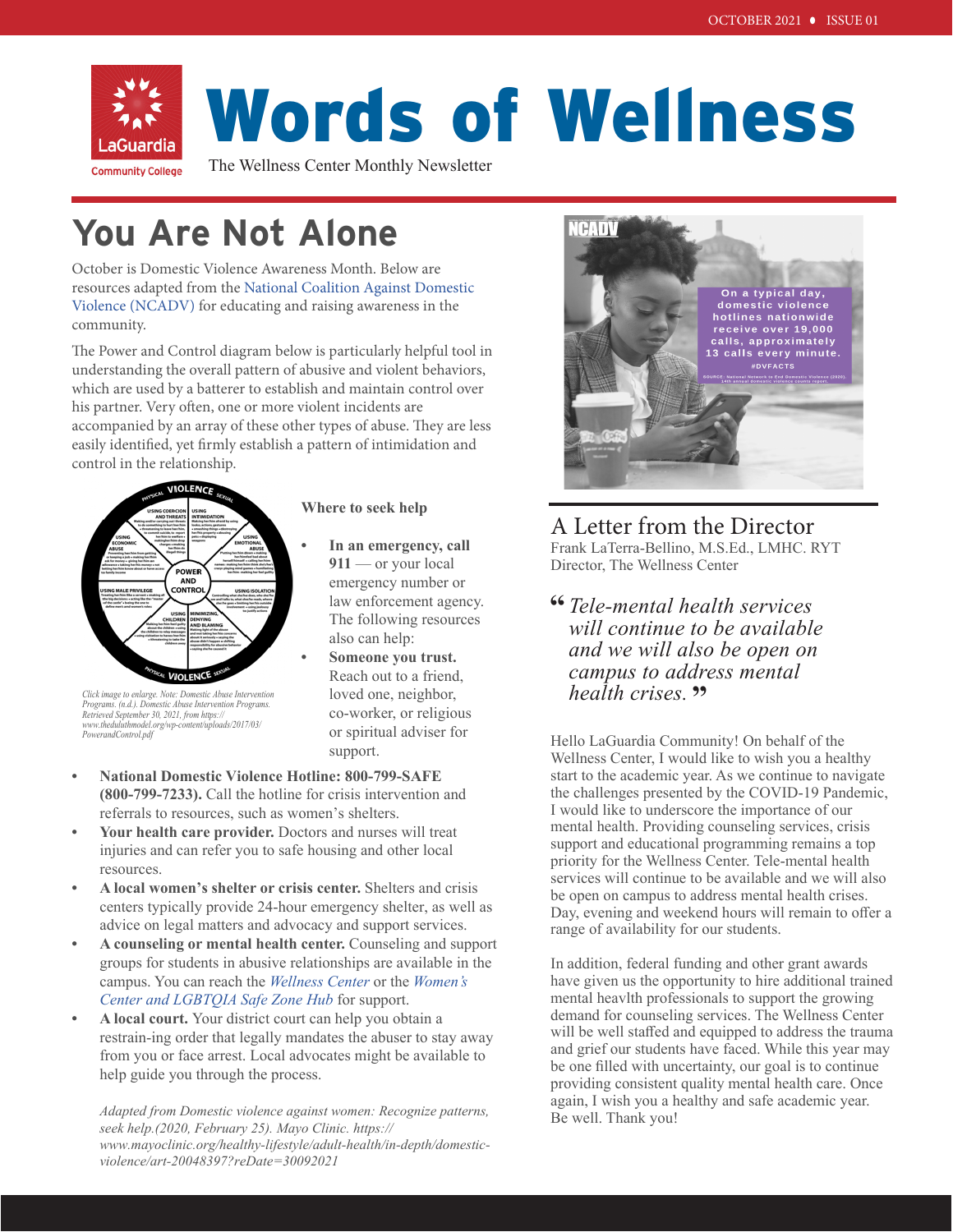# Words of Wellness

The Wellness Center Monthly Newsletter

## You Are Not Alone

October is Domestic Violence Awareness Month. Below are resources adapted from the National Coalition Against Domestic Violence (NCADV) for educating and raising awareness in the community.

The Power and Control diagram below is particularly helpful tool in understanding the overall pattern of abusive and violent behaviors, which are used by a batterer to establish and maintain control over his partner. Very often, one or more violent incidents are accompanied by an array of these other types of abuse. They are less easily identified, yet firmly establish a pattern of intimidation and control in the relationship.

*Click image to enlarge. Note: Domestic Abuse Intervention Programs. (n.d.). Domestic Abuse Intervention Programs. Retrieved September 30, 2021, from https://www.theduluthmodel.org/wp-content/uploads/2017/03/PowerandControl.pdf*

### Where to seek help

- **In an emergency, call 911** — or your local emergency number or law enforcement agency. The following resources also can help:
- **Someone you trust.** Reach out to a friend, loved one, neighbor, co-worker, or religious or spiritual adviser for support.
- **National Domestic Violence Hotline: 800-799-SAFE (800-799-7233).** Call the hotline for crisis intervention and referrals to resources, such as women's shelters.
- **Your health care provider.** Doctors and nurses will treat injuries and can refer you to safe housing and other local resources.
- **A local women's shelter or crisis center.** Shelters and crisis centers typically provide 24-hour emergency shelter, as well as advice on legal matters and advocacy and support services.
- **A counseling or mental health center.** Counseling and support groups for students in abusive relationships are available in the campus. You can reach the *Wellness Center* or the *Women's Center and LGBTQIA Safe Zone Hub* for support.
- **A local court.** Your district court can help you obtain a restrain-ing order that legally mandates the abuser to stay away from you or face arrest. Local advocates might be available to help guide you through the process.

*Adapted from Domestic violence against women: Recognize patterns, seek help.(2020, February 25). Mayo Clinic. https://www.mayoclinic.org/healthy-lifestyle/adult-health/in-depth/domestic-violence/art-20048397?reDate=30092021*

## A Letter from the Director

Frank LaTerra-Bellino, M.S.Ed., LMHC. RYT
Director, The Wellness Center

> *"Tele-mental health services will continue to be available and we will also be open on campus to address mental health crises."*

Hello LaGuardia Community! On behalf of the Wellness Center, I would like to wish you a healthy start to the academic year. As we continue to navigate the challenges presented by the COVID-19 Pandemic, I would like to underscore the importance of our mental health. Providing counseling services, crisis support and educational programming remains a top priority for the Wellness Center. Tele-mental health services will continue to be available and we will also be open on campus to address mental health crises. Day, evening and weekend hours will remain to offer a range of availability for our students.

In addition, federal funding and other grant awards have given us the opportunity to hire additional trained mental heavlth professionals to support the growing demand for counseling services. The Wellness Center will be well staffed and equipped to address the trauma and grief our students have faced. While this year may be one filled with uncertainty, our goal is to continue providing consistent quality mental health care. Once again, I wish you a healthy and safe academic year. Be well. Thank you!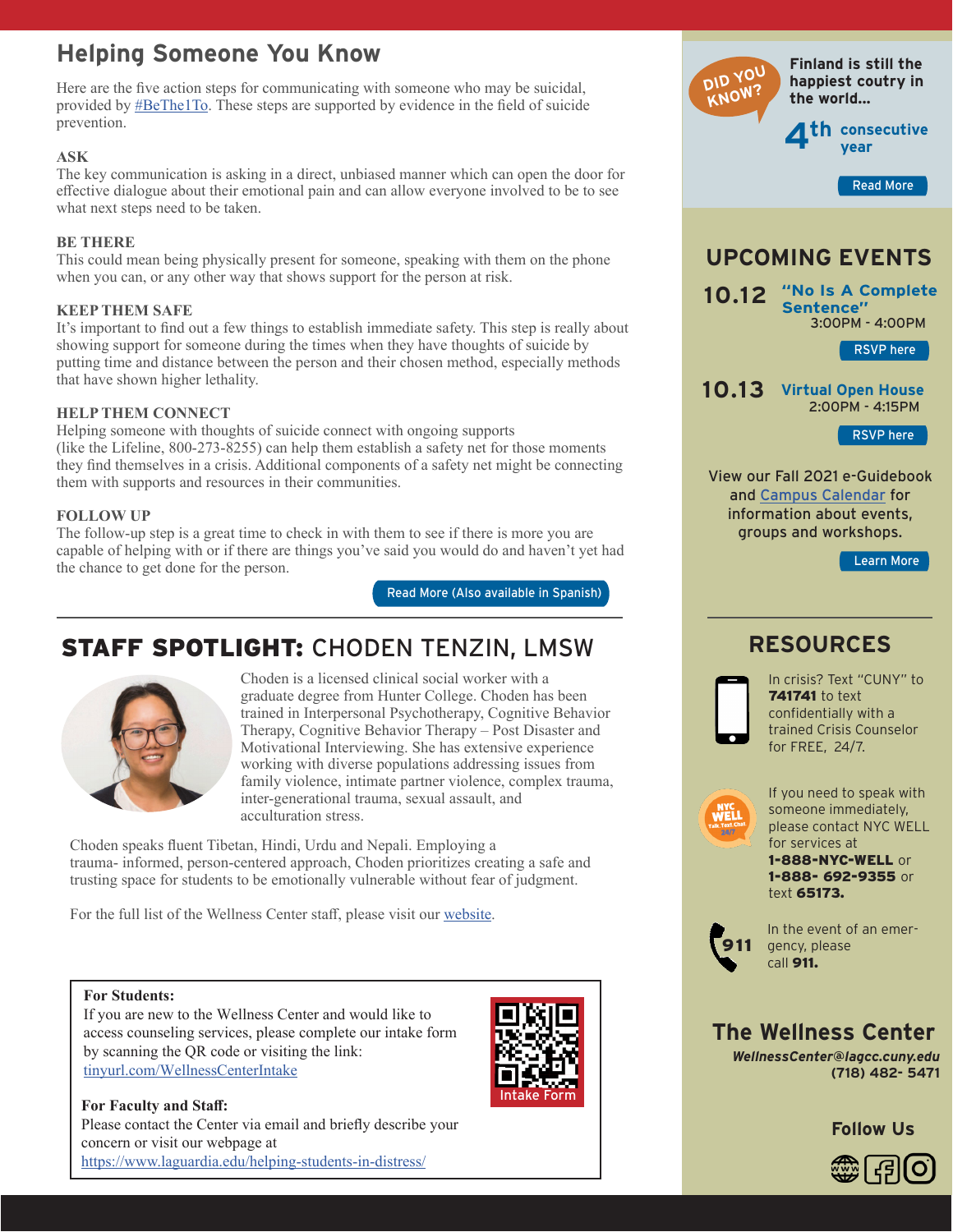## Helping Someone You Know

Here are the five action steps for communicating with someone who may be suicidal, provided by #BeThe1To. These steps are supported by evidence in the field of suicide prevention.

**ASK**
The key communication is asking in a direct, unbiased manner which can open the door for effective dialogue about their emotional pain and can allow everyone involved to be to see what next steps need to be taken.

**BE THERE**
This could mean being physically present for someone, speaking with them on the phone when you can, or any other way that shows support for the person at risk.

**KEEP THEM SAFE**
It's important to find out a few things to establish immediate safety. This step is really about showing support for someone during the times when they have thoughts of suicide by putting time and distance between the person and their chosen method, especially methods that have shown higher lethality.

**HELP THEM CONNECT**
Helping someone with thoughts of suicide connect with ongoing supports (like the Lifeline, 800-273-8255) can help them establish a safety net for those moments they find themselves in a crisis. Additional components of a safety net might be connecting them with supports and resources in their communities.

**FOLLOW UP**
The follow-up step is a great time to check in with them to see if there is more you are capable of helping with or if there are things you've said you would do and haven't yet had the chance to get done for the person.

Read More (Also available in Spanish)

## STAFF SPOTLIGHT: CHODEN TENZIN, LMSW

Choden is a licensed clinical social worker with a graduate degree from Hunter College. Choden has been trained in Interpersonal Psychotherapy, Cognitive Behavior Therapy, Cognitive Behavior Therapy – Post Disaster and Motivational Interviewing. She has extensive experience working with diverse populations addressing issues from family violence, intimate partner violence, complex trauma, inter-generational trauma, sexual assault, and acculturation stress.

Choden speaks fluent Tibetan, Hindi, Urdu and Nepali. Employing a trauma- informed, person-centered approach, Choden prioritizes creating a safe and trusting space for students to be emotionally vulnerable without fear of judgment.

For the full list of the Wellness Center staff, please visit our website.

**For Students:**
If you are new to the Wellness Center and would like to access counseling services, please complete our intake form by scanning the QR code or visiting the link:
tinyurl.com/WellnessCenterIntake

Intake Form

**For Faculty and Staff:**
Please contact the Center via email and briefly describe your concern or visit our webpage at
https://www.laguardia.edu/helping-students-in-distress/

DID YOU KNOW?

**Finland is still the happiest coutry in the world...**

**4th consecutive year**

Read More

## UPCOMING EVENTS

**10.12** **"No Is A Complete Sentence"**
3:00PM - 4:00PM
RSVP here

**10.13** **Virtual Open House**
2:00PM - 4:15PM
RSVP here

View our Fall 2021 e-Guidebook and Campus Calendar for information about events, groups and workshops.

Learn More

## RESOURCES

In crisis? Text "CUNY" to **741741** to text confidentially with a trained Crisis Counselor for FREE, 24/7.

If you need to speak with someone immediately, please contact NYC WELL for services at **1-888-NYC-WELL** or **1-888- 692-9355** or text **65173.**

In the event of an emergency, please call **911.**

## The Wellness Center

***WellnessCenter@lagcc.cuny.edu***
**(718) 482- 5471**

**Follow Us**